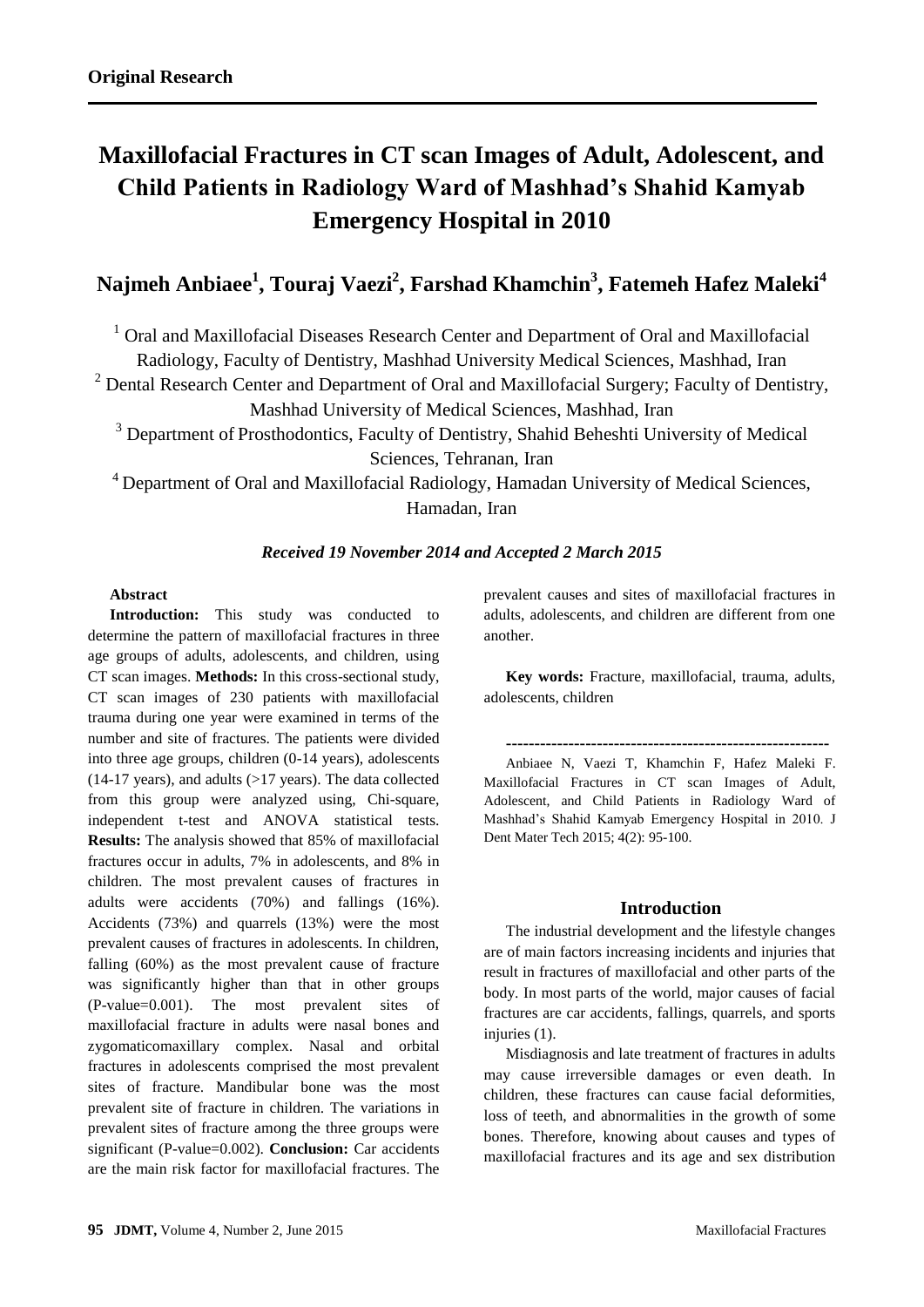**Original Research**

# Maxillofacial Fractures in CT scan Images of Adult, Adolescent, and Child Patients in Radiology Ward of Mashhad's Shahid Kamyab Emergency Hospital in 2010

## Najmeh Anbiaee[1], Touraj Vaezi[2], Farshad Khamchin[3], Fatemeh Hafez Maleki[4]

[1] Oral and Maxillofacial Diseases Research Center and Department of Oral and Maxillofacial Radiology, Faculty of Dentistry, Mashhad University Medical Sciences, Mashhad, Iran

[2] Dental Research Center and Department of Oral and Maxillofacial Surgery; Faculty of Dentistry, Mashhad University of Medical Sciences, Mashhad, Iran

[3] Department of Prosthodontics, Faculty of Dentistry, Shahid Beheshti University of Medical Sciences, Tehranan, Iran

[4] Department of Oral and Maxillofacial Radiology, Hamadan University of Medical Sciences, Hamadan, Iran

***Received 19 November 2014 and Accepted 2 March 2015***

**Abstract**

**Introduction:** This study was conducted to determine the pattern of maxillofacial fractures in three age groups of adults, adolescents, and children, using CT scan images. **Methods:** In this cross-sectional study, CT scan images of 230 patients with maxillofacial trauma during one year were examined in terms of the number and site of fractures. The patients were divided into three age groups, children (0-14 years), adolescents (14-17 years), and adults (>17 years). The data collected from this group were analyzed using, Chi-square, independent t-test and ANOVA statistical tests. **Results:** The analysis showed that 85% of maxillofacial fractures occur in adults, 7% in adolescents, and 8% in children. The most prevalent causes of fractures in adults were accidents (70%) and fallings (16%). Accidents (73%) and quarrels (13%) were the most prevalent causes of fractures in adolescents. In children, falling (60%) as the most prevalent cause of fracture was significantly higher than that in other groups (P-value=0.001). The most prevalent sites of maxillofacial fracture in adults were nasal bones and zygomaticomaxillary complex. Nasal and orbital fractures in adolescents comprised the most prevalent sites of fracture. Mandibular bone was the most prevalent site of fracture in children. The variations in prevalent sites of fracture among the three groups were significant (P-value=0.002). **Conclusion:** Car accidents are the main risk factor for maxillofacial fractures. The prevalent causes and sites of maxillofacial fractures in adults, adolescents, and children are different from one another.

**Key words:** Fracture, maxillofacial, trauma, adults, adolescents, children

---

Anbiaee N, Vaezi T, Khamchin F, Hafez Maleki F. Maxillofacial Fractures in CT scan Images of Adult, Adolescent, and Child Patients in Radiology Ward of Mashhad's Shahid Kamyab Emergency Hospital in 2010. J Dent Mater Tech 2015; 4(2): 95-100.

## Introduction

The industrial development and the lifestyle changes are of main factors increasing incidents and injuries that result in fractures of maxillofacial and other parts of the body. In most parts of the world, major causes of facial fractures are car accidents, fallings, quarrels, and sports injuries (1).

Misdiagnosis and late treatment of fractures in adults may cause irreversible damages or even death. In children, these fractures can cause facial deformities, loss of teeth, and abnormalities in the growth of some bones. Therefore, knowing about causes and types of maxillofacial fractures and its age and sex distribution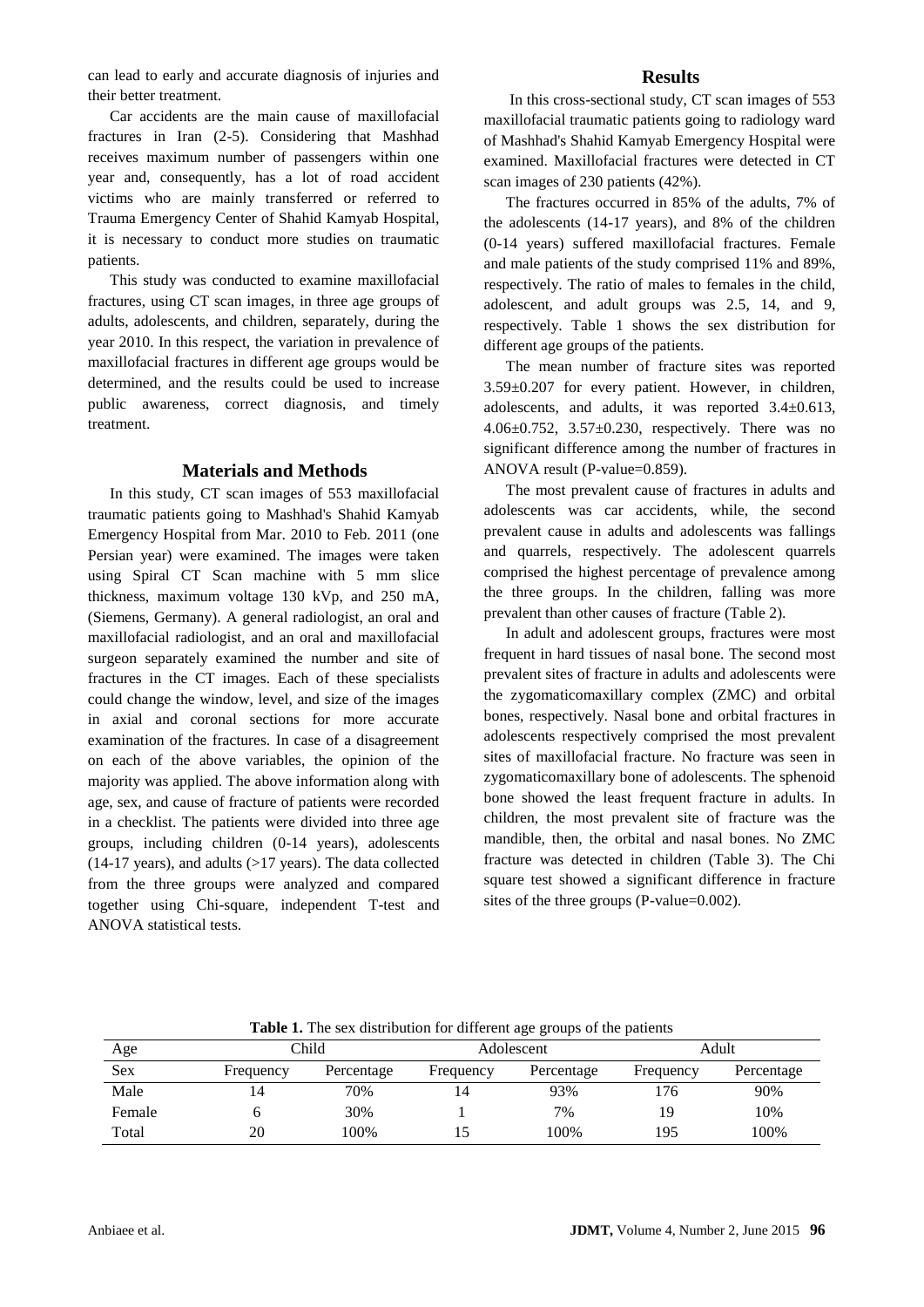can lead to early and accurate diagnosis of injuries and their better treatment.

Car accidents are the main cause of maxillofacial fractures in Iran (2-5). Considering that Mashhad receives maximum number of passengers within one year and, consequently, has a lot of road accident victims who are mainly transferred or referred to Trauma Emergency Center of Shahid Kamyab Hospital, it is necessary to conduct more studies on traumatic patients.

This study was conducted to examine maxillofacial fractures, using CT scan images, in three age groups of adults, adolescents, and children, separately, during the year 2010. In this respect, the variation in prevalence of maxillofacial fractures in different age groups would be determined, and the results could be used to increase public awareness, correct diagnosis, and timely treatment.

## Materials and Methods

In this study, CT scan images of 553 maxillofacial traumatic patients going to Mashhad's Shahid Kamyab Emergency Hospital from Mar. 2010 to Feb. 2011 (one Persian year) were examined. The images were taken using Spiral CT Scan machine with 5 mm slice thickness, maximum voltage 130 kVp, and 250 mA, (Siemens, Germany). A general radiologist, an oral and maxillofacial radiologist, and an oral and maxillofacial surgeon separately examined the number and site of fractures in the CT images. Each of these specialists could change the window, level, and size of the images in axial and coronal sections for more accurate examination of the fractures. In case of a disagreement on each of the above variables, the opinion of the majority was applied. The above information along with age, sex, and cause of fracture of patients were recorded in a checklist. The patients were divided into three age groups, including children (0-14 years), adolescents (14-17 years), and adults (>17 years). The data collected from the three groups were analyzed and compared together using Chi-square, independent T-test and ANOVA statistical tests.

## Results

In this cross-sectional study, CT scan images of 553 maxillofacial traumatic patients going to radiology ward of Mashhad's Shahid Kamyab Emergency Hospital were examined. Maxillofacial fractures were detected in CT scan images of 230 patients (42%).

The fractures occurred in 85% of the adults, 7% of the adolescents (14-17 years), and 8% of the children (0-14 years) suffered maxillofacial fractures. Female and male patients of the study comprised 11% and 89%, respectively. The ratio of males to females in the child, adolescent, and adult groups was 2.5, 14, and 9, respectively. Table 1 shows the sex distribution for different age groups of the patients.

The mean number of fracture sites was reported 3.59±0.207 for every patient. However, in children, adolescents, and adults, it was reported 3.4±0.613, 4.06±0.752, 3.57±0.230, respectively. There was no significant difference among the number of fractures in ANOVA result (P-value=0.859).

The most prevalent cause of fractures in adults and adolescents was car accidents, while, the second prevalent cause in adults and adolescents was fallings and quarrels, respectively. The adolescent quarrels comprised the highest percentage of prevalence among the three groups. In the children, falling was more prevalent than other causes of fracture (Table 2).

In adult and adolescent groups, fractures were most frequent in hard tissues of nasal bone. The second most prevalent sites of fracture in adults and adolescents were the zygomaticomaxillary complex (ZMC) and orbital bones, respectively. Nasal bone and orbital fractures in adolescents respectively comprised the most prevalent sites of maxillofacial fracture. No fracture was seen in zygomaticomaxillary bone of adolescents. The sphenoid bone showed the least frequent fracture in adults. In children, the most prevalent site of fracture was the mandible, then, the orbital and nasal bones. No ZMC fracture was detected in children (Table 3). The Chi square test showed a significant difference in fracture sites of the three groups (P-value=0.002).

**Table 1.** The sex distribution for different age groups of the patients

| Age | Child | | Adolescent | | Adult | |
|---|---|---|---|---|---|---|
| Sex | Frequency | Percentage | Frequency | Percentage | Frequency | Percentage |
| Male | 14 | 70% | 14 | 93% | 176 | 90% |
| Female | 6 | 30% | 1 | 7% | 19 | 10% |
| Total | 20 | 100% | 15 | 100% | 195 | 100% |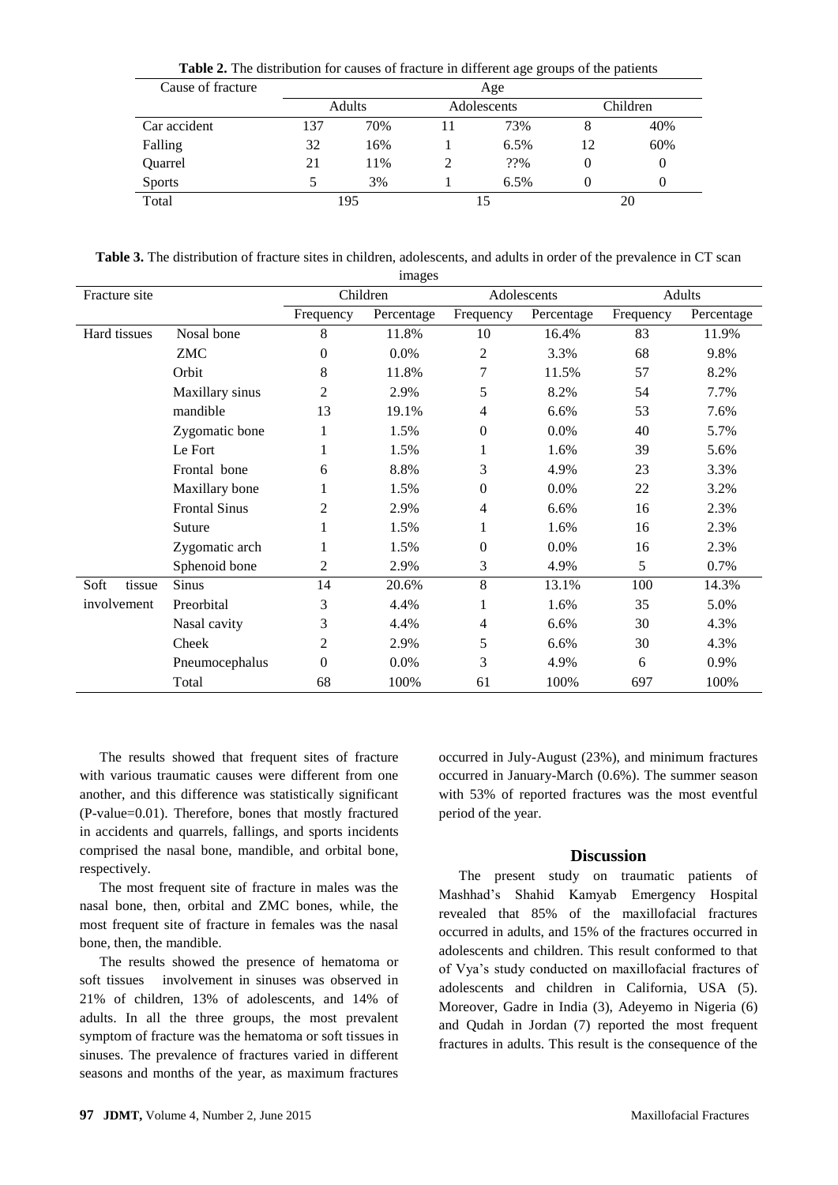**Table 2.** The distribution for causes of fracture in different age groups of the patients

| Cause of fracture | Age | | | | | |
|---|---|---|---|---|---|---|
| | Adults | | Adolescents | | Children | |
| Car accident | 137 | 70% | 11 | 73% | 8 | 40% |
| Falling | 32 | 16% | 1 | 6.5% | 12 | 60% |
| Quarrel | 21 | 11% | 2 | ??% | 0 | 0 |
| Sports | 5 | 3% | 1 | 6.5% | 0 | 0 |
| Total | 195 | | 15 | | 20 | |

**Table 3.** The distribution of fracture sites in children, adolescents, and adults in order of the prevalence in CT scan images

| Fracture site | | Children | | Adolescents | | Adults | |
|---|---|---|---|---|---|---|---|
| | | Frequency | Percentage | Frequency | Percentage | Frequency | Percentage |
| Hard tissues | Nosal bone | 8 | 11.8% | 10 | 16.4% | 83 | 11.9% |
| | ZMC | 0 | 0.0% | 2 | 3.3% | 68 | 9.8% |
| | Orbit | 8 | 11.8% | 7 | 11.5% | 57 | 8.2% |
| | Maxillary sinus | 2 | 2.9% | 5 | 8.2% | 54 | 7.7% |
| | mandible | 13 | 19.1% | 4 | 6.6% | 53 | 7.6% |
| | Zygomatic bone | 1 | 1.5% | 0 | 0.0% | 40 | 5.7% |
| | Le Fort | 1 | 1.5% | 1 | 1.6% | 39 | 5.6% |
| | Frontal bone | 6 | 8.8% | 3 | 4.9% | 23 | 3.3% |
| | Maxillary bone | 1 | 1.5% | 0 | 0.0% | 22 | 3.2% |
| | Frontal Sinus | 2 | 2.9% | 4 | 6.6% | 16 | 2.3% |
| | Suture | 1 | 1.5% | 1 | 1.6% | 16 | 2.3% |
| | Zygomatic arch | 1 | 1.5% | 0 | 0.0% | 16 | 2.3% |
| | Sphenoid bone | 2 | 2.9% | 3 | 4.9% | 5 | 0.7% |
| Soft tissue involvement | Sinus | 14 | 20.6% | 8 | 13.1% | 100 | 14.3% |
| | Preorbital | 3 | 4.4% | 1 | 1.6% | 35 | 5.0% |
| | Nasal cavity | 3 | 4.4% | 4 | 6.6% | 30 | 4.3% |
| | Cheek | 2 | 2.9% | 5 | 6.6% | 30 | 4.3% |
| | Pneumocephalus | 0 | 0.0% | 3 | 4.9% | 6 | 0.9% |
| | Total | 68 | 100% | 61 | 100% | 697 | 100% |

The results showed that frequent sites of fracture with various traumatic causes were different from one another, and this difference was statistically significant (P-value=0.01). Therefore, bones that mostly fractured in accidents and quarrels, fallings, and sports incidents comprised the nasal bone, mandible, and orbital bone, respectively.

The most frequent site of fracture in males was the nasal bone, then, orbital and ZMC bones, while, the most frequent site of fracture in females was the nasal bone, then, the mandible.

The results showed the presence of hematoma or soft tissues involvement in sinuses was observed in 21% of children, 13% of adolescents, and 14% of adults. In all the three groups, the most prevalent symptom of fracture was the hematoma or soft tissues in sinuses. The prevalence of fractures varied in different seasons and months of the year, as maximum fractures occurred in July-August (23%), and minimum fractures occurred in January-March (0.6%). The summer season with 53% of reported fractures was the most eventful period of the year.

## Discussion

The present study on traumatic patients of Mashhad's Shahid Kamyab Emergency Hospital revealed that 85% of the maxillofacial fractures occurred in adults, and 15% of the fractures occurred in adolescents and children. This result conformed to that of Vya's study conducted on maxillofacial fractures of adolescents and children in California, USA (5). Moreover, Gadre in India (3), Adeyemo in Nigeria (6) and Qudah in Jordan (7) reported the most frequent fractures in adults. This result is the consequence of the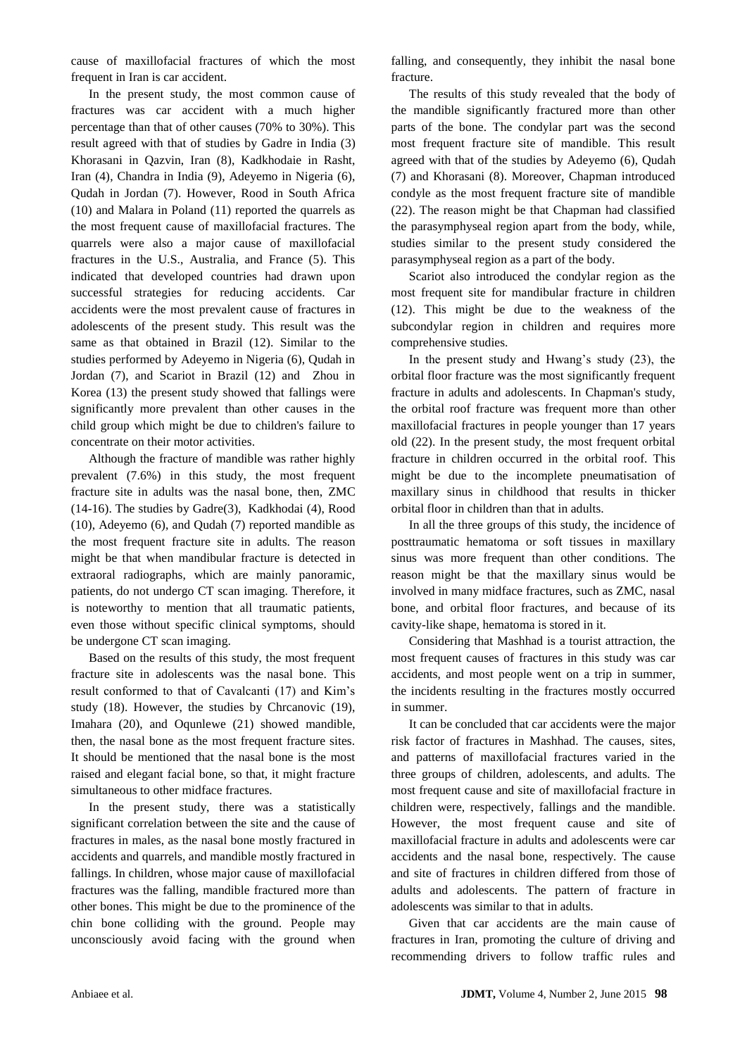cause of maxillofacial fractures of which the most frequent in Iran is car accident.

In the present study, the most common cause of fractures was car accident with a much higher percentage than that of other causes (70% to 30%). This result agreed with that of studies by Gadre in India (3) Khorasani in Qazvin, Iran (8), Kadkhodaie in Rasht, Iran (4), Chandra in India (9), Adeyemo in Nigeria (6), Qudah in Jordan (7). However, Rood in South Africa (10) and Malara in Poland (11) reported the quarrels as the most frequent cause of maxillofacial fractures. The quarrels were also a major cause of maxillofacial fractures in the U.S., Australia, and France (5). This indicated that developed countries had drawn upon successful strategies for reducing accidents. Car accidents were the most prevalent cause of fractures in adolescents of the present study. This result was the same as that obtained in Brazil (12). Similar to the studies performed by Adeyemo in Nigeria (6), Qudah in Jordan (7), and Scariot in Brazil (12) and Zhou in Korea (13) the present study showed that fallings were significantly more prevalent than other causes in the child group which might be due to children's failure to concentrate on their motor activities.

Although the fracture of mandible was rather highly prevalent (7.6%) in this study, the most frequent fracture site in adults was the nasal bone, then, ZMC (14-16). The studies by Gadre(3), Kadkhodai (4), Rood (10), Adeyemo (6), and Qudah (7) reported mandible as the most frequent fracture site in adults. The reason might be that when mandibular fracture is detected in extraoral radiographs, which are mainly panoramic, patients, do not undergo CT scan imaging. Therefore, it is noteworthy to mention that all traumatic patients, even those without specific clinical symptoms, should be undergone CT scan imaging.

Based on the results of this study, the most frequent fracture site in adolescents was the nasal bone. This result conformed to that of Cavalcanti (17) and Kim's study (18). However, the studies by Chrcanovic (19), Imahara (20), and Oqunlewe (21) showed mandible, then, the nasal bone as the most frequent fracture sites. It should be mentioned that the nasal bone is the most raised and elegant facial bone, so that, it might fracture simultaneous to other midface fractures.

In the present study, there was a statistically significant correlation between the site and the cause of fractures in males, as the nasal bone mostly fractured in accidents and quarrels, and mandible mostly fractured in fallings. In children, whose major cause of maxillofacial fractures was the falling, mandible fractured more than other bones. This might be due to the prominence of the chin bone colliding with the ground. People may unconsciously avoid facing with the ground when falling, and consequently, they inhibit the nasal bone fracture.

The results of this study revealed that the body of the mandible significantly fractured more than other parts of the bone. The condylar part was the second most frequent fracture site of mandible. This result agreed with that of the studies by Adeyemo (6), Qudah (7) and Khorasani (8). Moreover, Chapman introduced condyle as the most frequent fracture site of mandible (22). The reason might be that Chapman had classified the parasymphyseal region apart from the body, while, studies similar to the present study considered the parasymphyseal region as a part of the body.

Scariot also introduced the condylar region as the most frequent site for mandibular fracture in children (12). This might be due to the weakness of the subcondylar region in children and requires more comprehensive studies.

In the present study and Hwang's study (23), the orbital floor fracture was the most significantly frequent fracture in adults and adolescents. In Chapman's study, the orbital roof fracture was frequent more than other maxillofacial fractures in people younger than 17 years old (22). In the present study, the most frequent orbital fracture in children occurred in the orbital roof. This might be due to the incomplete pneumatisation of maxillary sinus in childhood that results in thicker orbital floor in children than that in adults.

In all the three groups of this study, the incidence of posttraumatic hematoma or soft tissues in maxillary sinus was more frequent than other conditions. The reason might be that the maxillary sinus would be involved in many midface fractures, such as ZMC, nasal bone, and orbital floor fractures, and because of its cavity-like shape, hematoma is stored in it.

Considering that Mashhad is a tourist attraction, the most frequent causes of fractures in this study was car accidents, and most people went on a trip in summer, the incidents resulting in the fractures mostly occurred in summer.

It can be concluded that car accidents were the major risk factor of fractures in Mashhad. The causes, sites, and patterns of maxillofacial fractures varied in the three groups of children, adolescents, and adults. The most frequent cause and site of maxillofacial fracture in children were, respectively, fallings and the mandible. However, the most frequent cause and site of maxillofacial fracture in adults and adolescents were car accidents and the nasal bone, respectively. The cause and site of fractures in children differed from those of adults and adolescents. The pattern of fracture in adolescents was similar to that in adults.

Given that car accidents are the main cause of fractures in Iran, promoting the culture of driving and recommending drivers to follow traffic rules and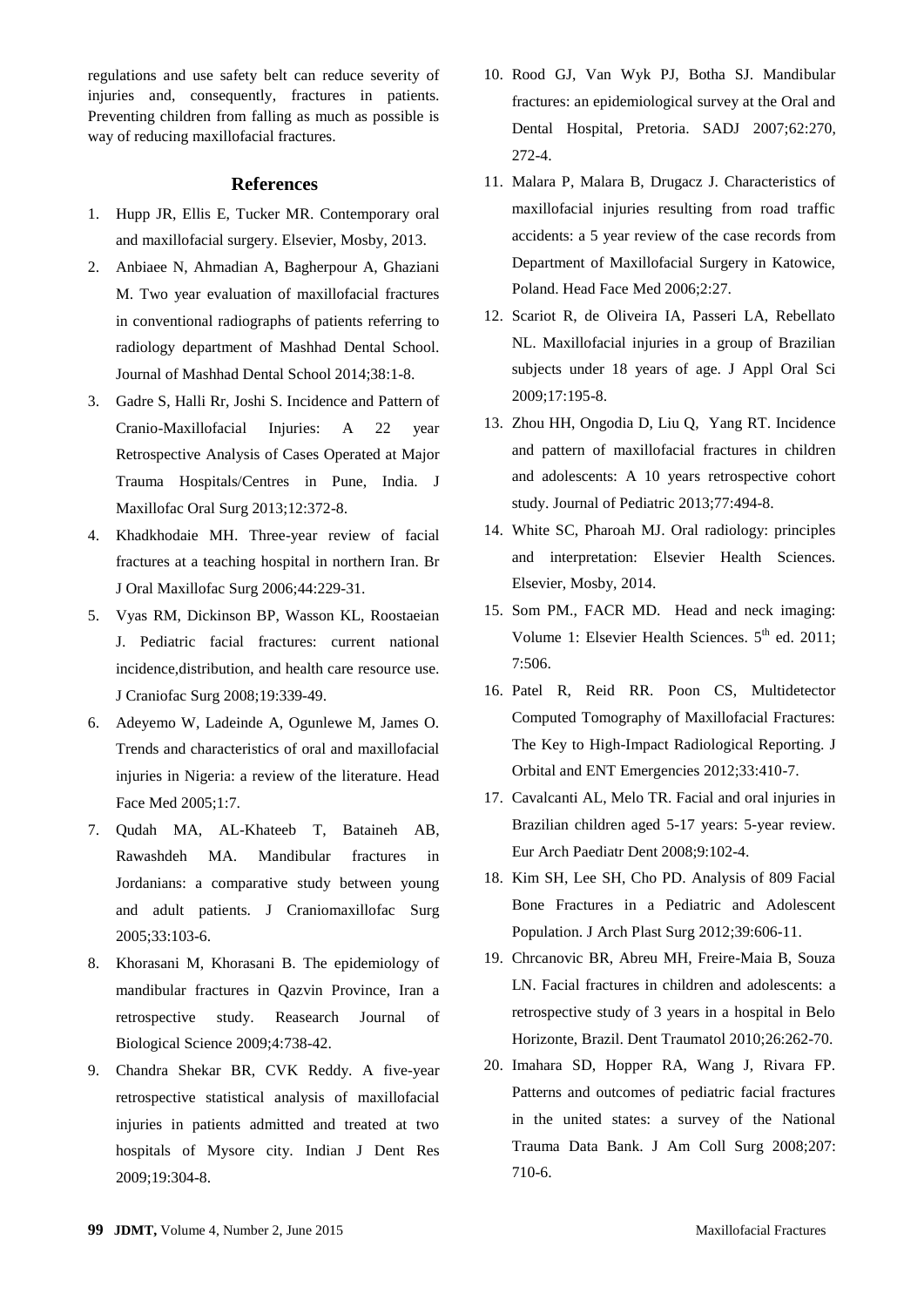regulations and use safety belt can reduce severity of injuries and, consequently, fractures in patients. Preventing children from falling as much as possible is way of reducing maxillofacial fractures.

## References

1. Hupp JR, Ellis E, Tucker MR. Contemporary oral and maxillofacial surgery. Elsevier, Mosby, 2013.
2. Anbiaee N, Ahmadian A, Bagherpour A, Ghaziani M. Two year evaluation of maxillofacial fractures in conventional radiographs of patients referring to radiology department of Mashhad Dental School. Journal of Mashhad Dental School 2014;38:1-8.
3. Gadre S, Halli Rr, Joshi S. Incidence and Pattern of Cranio-Maxillofacial Injuries: A 22 year Retrospective Analysis of Cases Operated at Major Trauma Hospitals/Centres in Pune, India. J Maxillofac Oral Surg 2013;12:372-8.
4. Khadkhodaie MH. Three-year review of facial fractures at a teaching hospital in northern Iran. Br J Oral Maxillofac Surg 2006;44:229-31.
5. Vyas RM, Dickinson BP, Wasson KL, Roostaeian J. Pediatric facial fractures: current national incidence,distribution, and health care resource use. J Craniofac Surg 2008;19:339-49.
6. Adeyemo W, Ladeinde A, Ogunlewe M, James O. Trends and characteristics of oral and maxillofacial injuries in Nigeria: a review of the literature. Head Face Med 2005;1:7.
7. Qudah MA, AL-Khateeb T, Bataineh AB, Rawashdeh MA. Mandibular fractures in Jordanians: a comparative study between young and adult patients. J Craniomaxillofac Surg 2005;33:103-6.
8. Khorasani M, Khorasani B. The epidemiology of mandibular fractures in Qazvin Province, Iran a retrospective study. Reasearch Journal of Biological Science 2009;4:738-42.
9. Chandra Shekar BR, CVK Reddy. A five-year retrospective statistical analysis of maxillofacial injuries in patients admitted and treated at two hospitals of Mysore city. Indian J Dent Res 2009;19:304-8.
10. Rood GJ, Van Wyk PJ, Botha SJ. Mandibular fractures: an epidemiological survey at the Oral and Dental Hospital, Pretoria. SADJ 2007;62:270, 272-4.
11. Malara P, Malara B, Drugacz J. Characteristics of maxillofacial injuries resulting from road traffic accidents: a 5 year review of the case records from Department of Maxillofacial Surgery in Katowice, Poland. Head Face Med 2006;2:27.
12. Scariot R, de Oliveira IA, Passeri LA, Rebellato NL. Maxillofacial injuries in a group of Brazilian subjects under 18 years of age. J Appl Oral Sci 2009;17:195-8.
13. Zhou HH, Ongodia D, Liu Q, Yang RT. Incidence and pattern of maxillofacial fractures in children and adolescents: A 10 years retrospective cohort study. Journal of Pediatric 2013;77:494-8.
14. White SC, Pharoah MJ. Oral radiology: principles and interpretation: Elsevier Health Sciences. Elsevier, Mosby, 2014.
15. Som PM., FACR MD. Head and neck imaging: Volume 1: Elsevier Health Sciences. 5th ed. 2011; 7:506.
16. Patel R, Reid RR. Poon CS, Multidetector Computed Tomography of Maxillofacial Fractures: The Key to High-Impact Radiological Reporting. J Orbital and ENT Emergencies 2012;33:410-7.
17. Cavalcanti AL, Melo TR. Facial and oral injuries in Brazilian children aged 5-17 years: 5-year review. Eur Arch Paediatr Dent 2008;9:102-4.
18. Kim SH, Lee SH, Cho PD. Analysis of 809 Facial Bone Fractures in a Pediatric and Adolescent Population. J Arch Plast Surg 2012;39:606-11.
19. Chrcanovic BR, Abreu MH, Freire-Maia B, Souza LN. Facial fractures in children and adolescents: a retrospective study of 3 years in a hospital in Belo Horizonte, Brazil. Dent Traumatol 2010;26:262-70.
20. Imahara SD, Hopper RA, Wang J, Rivara FP. Patterns and outcomes of pediatric facial fractures in the united states: a survey of the National Trauma Data Bank. J Am Coll Surg 2008;207: 710-6.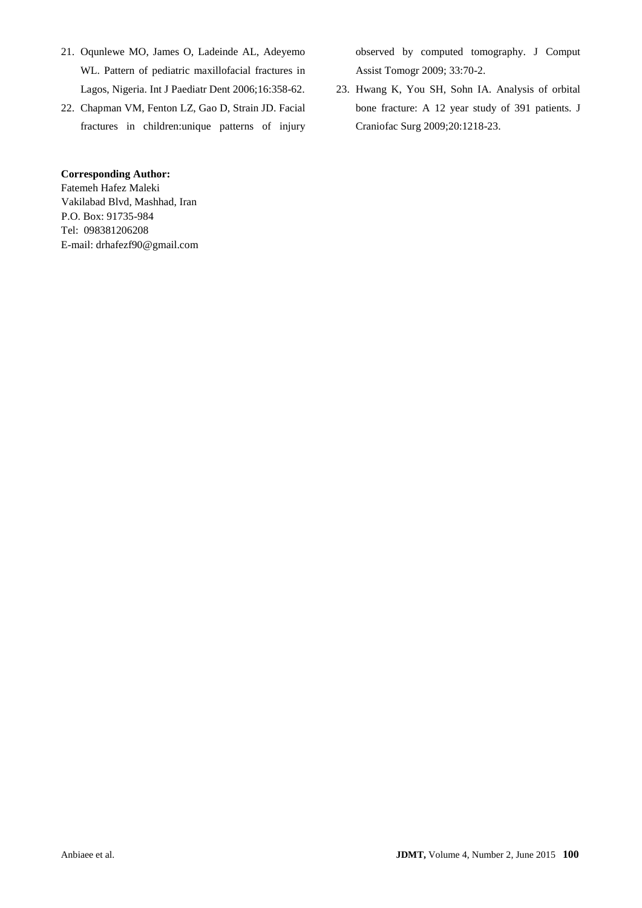21. Oqunlewe MO, James O, Ladeinde AL, Adeyemo WL. Pattern of pediatric maxillofacial fractures in Lagos, Nigeria. Int J Paediatr Dent 2006;16:358-62.
22. Chapman VM, Fenton LZ, Gao D, Strain JD. Facial fractures in children:unique patterns of injury observed by computed tomography. J Comput Assist Tomogr 2009; 33:70-2.
23. Hwang K, You SH, Sohn IA. Analysis of orbital bone fracture: A 12 year study of 391 patients. J Craniofac Surg 2009;20:1218-23.

**Corresponding Author:**
Fatemeh Hafez Maleki
Vakilabad Blvd, Mashhad, Iran
P.O. Box: 91735-984
Tel: 098381206208
E-mail: drhafezf90@gmail.com